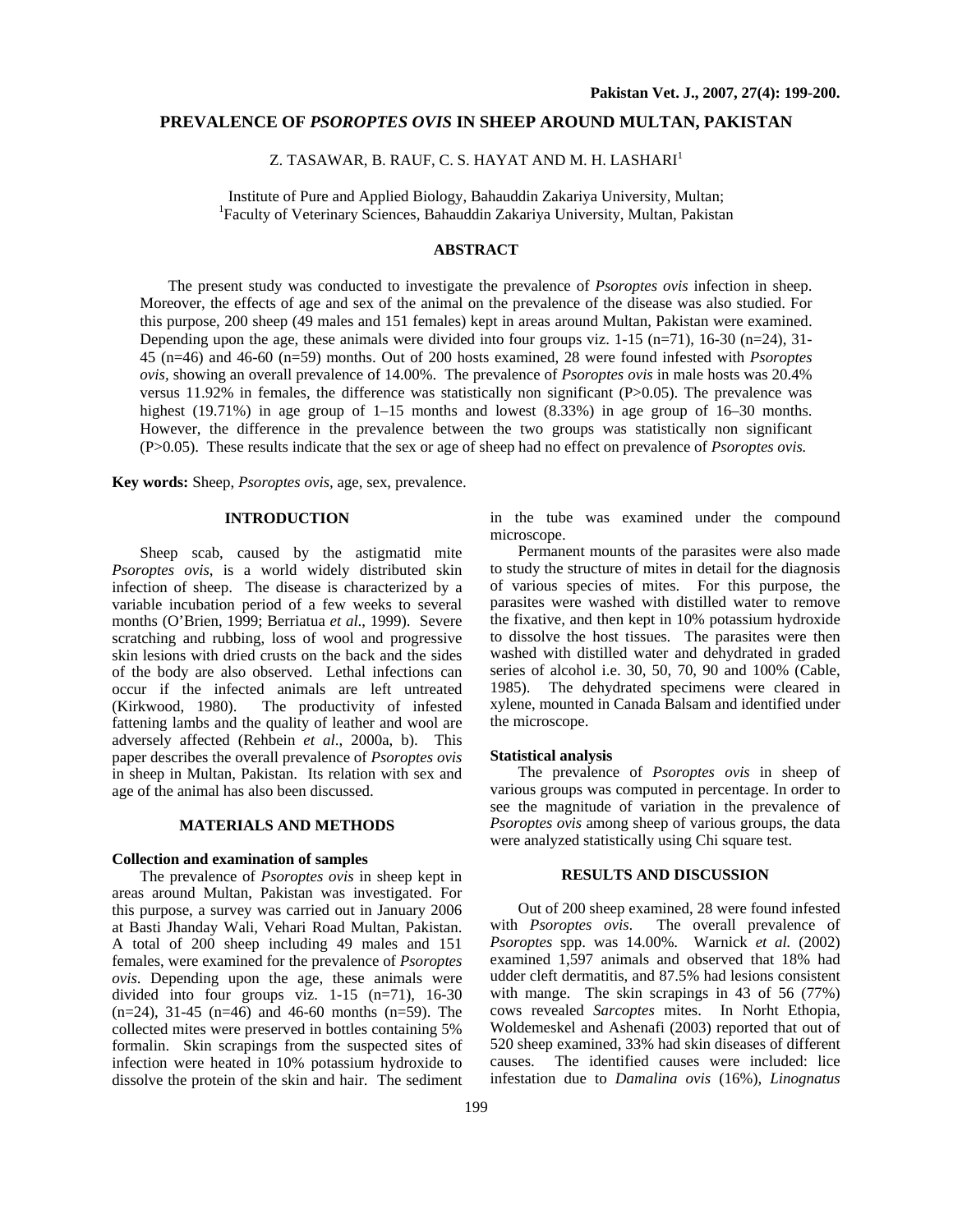# PREVALENCE OF *PSOROPTES OVIS* IN SHEEP AROUND MULTAN, PAKISTAN

Z. TASAWAR, B. RAUF, C. S. HAYAT AND M. H. LASHARI[1]

Institute of Pure and Applied Biology, Bahauddin Zakariya University, Multan;
[1]Faculty of Veterinary Sciences, Bahauddin Zakariya University, Multan, Pakistan

## ABSTRACT

The present study was conducted to investigate the prevalence of *Psoroptes ovis* infection in sheep. Moreover, the effects of age and sex of the animal on the prevalence of the disease was also studied. For this purpose, 200 sheep (49 males and 151 females) kept in areas around Multan, Pakistan were examined. Depending upon the age, these animals were divided into four groups viz. 1-15 (n=71), 16-30 (n=24), 31-45 (n=46) and 46-60 (n=59) months. Out of 200 hosts examined, 28 were found infested with *Psoroptes ovis,* showing an overall prevalence of 14.00%. The prevalence of *Psoroptes ovis* in male hosts was 20.4% versus 11.92% in females, the difference was statistically non significant (P>0.05). The prevalence was highest (19.71%) in age group of 1–15 months and lowest (8.33%) in age group of 16–30 months. However, the difference in the prevalence between the two groups was statistically non significant (P>0.05). These results indicate that the sex or age of sheep had no effect on prevalence of *Psoroptes ovis.*

**Key words:** Sheep, *Psoroptes ovis*, age, sex, prevalence.

## INTRODUCTION

Sheep scab, caused by the astigmatid mite *Psoroptes ovis*, is a world widely distributed skin infection of sheep. The disease is characterized by a variable incubation period of a few weeks to several months (O'Brien, 1999; Berriatua *et al*., 1999). Severe scratching and rubbing, loss of wool and progressive skin lesions with dried crusts on the back and the sides of the body are also observed. Lethal infections can occur if the infected animals are left untreated (Kirkwood, 1980). The productivity of infested fattening lambs and the quality of leather and wool are adversely affected (Rehbein *et al*., 2000a, b). This paper describes the overall prevalence of *Psoroptes ovis* in sheep in Multan, Pakistan. Its relation with sex and age of the animal has also been discussed.

## MATERIALS AND METHODS

### Collection and examination of samples

The prevalence of *Psoroptes ovis* in sheep kept in areas around Multan, Pakistan was investigated. For this purpose, a survey was carried out in January 2006 at Basti Jhanday Wali, Vehari Road Multan, Pakistan. A total of 200 sheep including 49 males and 151 females, were examined for the prevalence of *Psoroptes ovis*. Depending upon the age, these animals were divided into four groups viz. 1-15 (n=71), 16-30 (n=24), 31-45 (n=46) and 46-60 months (n=59). The collected mites were preserved in bottles containing 5% formalin. Skin scrapings from the suspected sites of infection were heated in 10% potassium hydroxide to dissolve the protein of the skin and hair. The sediment in the tube was examined under the compound microscope.

Permanent mounts of the parasites were also made to study the structure of mites in detail for the diagnosis of various species of mites. For this purpose, the parasites were washed with distilled water to remove the fixative, and then kept in 10% potassium hydroxide to dissolve the host tissues. The parasites were then washed with distilled water and dehydrated in graded series of alcohol i.e. 30, 50, 70, 90 and 100% (Cable, 1985). The dehydrated specimens were cleared in xylene, mounted in Canada Balsam and identified under the microscope.

### Statistical analysis

The prevalence of *Psoroptes ovis* in sheep of various groups was computed in percentage. In order to see the magnitude of variation in the prevalence of *Psoroptes ovis* among sheep of various groups, the data were analyzed statistically using Chi square test.

## RESULTS AND DISCUSSION

Out of 200 sheep examined, 28 were found infested with *Psoroptes ovis*. The overall prevalence of *Psoroptes* spp. was 14.00%. Warnick *et al.* (2002) examined 1,597 animals and observed that 18% had udder cleft dermatitis, and 87.5% had lesions consistent with mange. The skin scrapings in 43 of 56 (77%) cows revealed *Sarcoptes* mites. In Norht Ethopia, Woldemeskel and Ashenafi (2003) reported that out of 520 sheep examined, 33% had skin diseases of different causes. The identified causes were included: lice infestation due to *Damalina ovis* (16%), *Linognatus*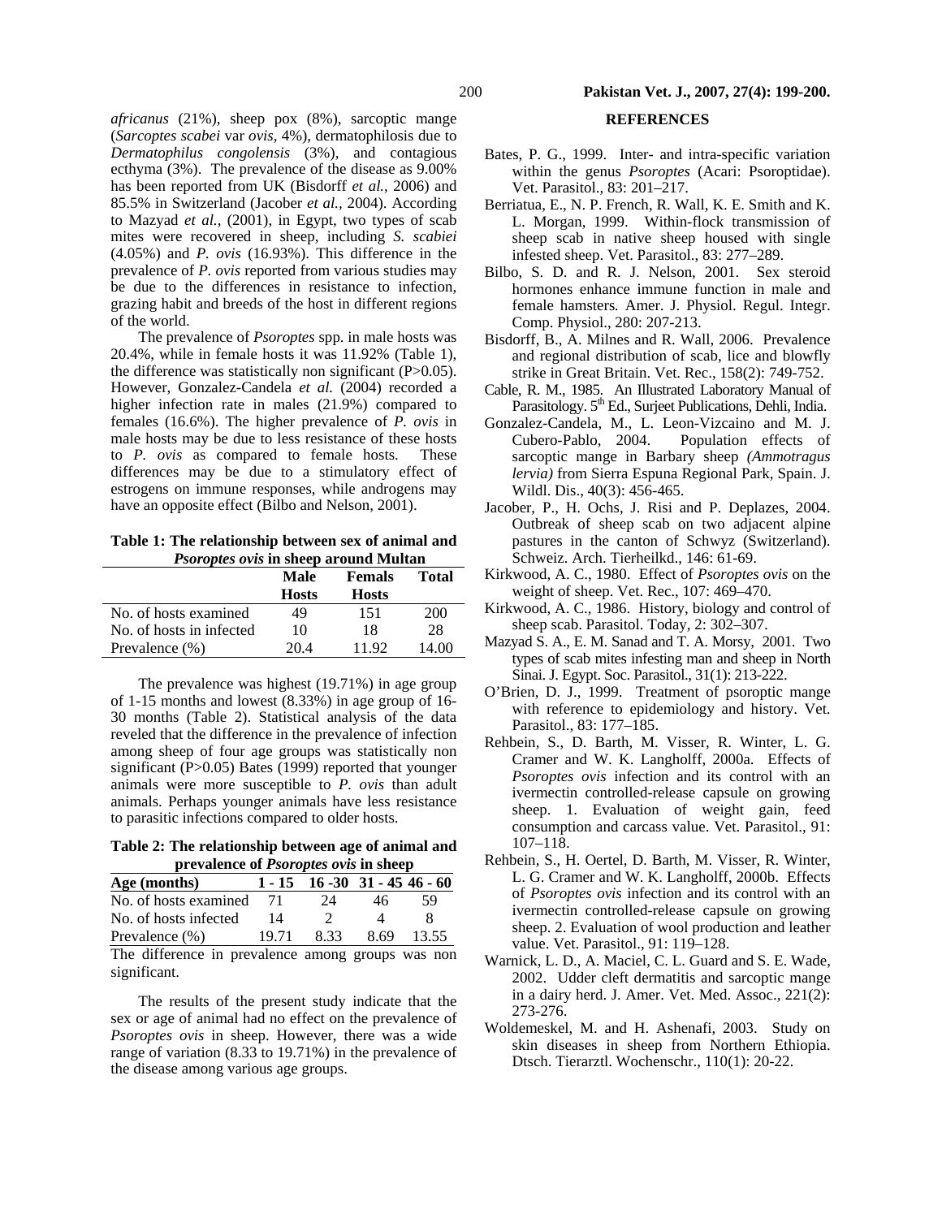*africanus* (21%), sheep pox (8%), sarcoptic mange (*Sarcoptes scabei* var *ovis*, 4%), dermatophilosis due to *Dermatophilus congolensis* (3%), and contagious ecthyma (3%). The prevalence of the disease as 9.00% has been reported from UK (Bisdorff *et al.,* 2006) and 85.5% in Switzerland (Jacober *et al.,* 2004). According to Mazyad *et al.,* (2001), in Egypt, two types of scab mites were recovered in sheep, including *S. scabiei* (4.05%) and *P. ovis* (16.93%). This difference in the prevalence of *P. ovis* reported from various studies may be due to the differences in resistance to infection, grazing habit and breeds of the host in different regions of the world.

The prevalence of *Psoroptes* spp. in male hosts was 20.4%, while in female hosts it was 11.92% (Table 1), the difference was statistically non significant (P>0.05). However, Gonzalez-Candela *et al.* (2004) recorded a higher infection rate in males (21.9%) compared to females (16.6%). The higher prevalence of *P. ovis* in male hosts may be due to less resistance of these hosts to *P. ovis* as compared to female hosts. These differences may be due to a stimulatory effect of estrogens on immune responses, while androgens may have an opposite effect (Bilbo and Nelson, 2001).

**Table 1: The relationship between sex of animal and *Psoroptes ovis* in sheep around Multan**

| | Male Hosts | Femals Hosts | Total |
|---|---|---|---|
| No. of hosts examined | 49 | 151 | 200 |
| No. of hosts in infected | 10 | 18 | 28 |
| Prevalence (%) | 20.4 | 11.92 | 14.00 |

The prevalence was highest (19.71%) in age group of 1-15 months and lowest (8.33%) in age group of 16-30 months (Table 2). Statistical analysis of the data reveled that the difference in the prevalence of infection among sheep of four age groups was statistically non significant (P>0.05) Bates (1999) reported that younger animals were more susceptible to *P. ovis* than adult animals. Perhaps younger animals have less resistance to parasitic infections compared to older hosts.

**Table 2: The relationship between age of animal and prevalence of *Psoroptes ovis* in sheep**

| Age (months) | 1 - 15 | 16 -30 | 31 - 45 | 46 - 60 |
|---|---|---|---|---|
| No. of hosts examined | 71 | 24 | 46 | 59 |
| No. of hosts infected | 14 | 2 | 4 | 8 |
| Prevalence (%) | 19.71 | 8.33 | 8.69 | 13.55 |

The difference in prevalence among groups was non significant.

The results of the present study indicate that the sex or age of animal had no effect on the prevalence of *Psoroptes ovis* in sheep. However, there was a wide range of variation (8.33 to 19.71%) in the prevalence of the disease among various age groups.

## REFERENCES

Bates, P. G., 1999. Inter- and intra-specific variation within the genus *Psoroptes* (Acari: Psoroptidae). Vet. Parasitol., 83: 201–217.

Berriatua, E., N. P. French, R. Wall, K. E. Smith and K. L. Morgan, 1999. Within-flock transmission of sheep scab in native sheep housed with single infested sheep. Vet. Parasitol., 83: 277–289.

Bilbo, S. D. and R. J. Nelson, 2001. Sex steroid hormones enhance immune function in male and female hamsters. Amer. J. Physiol. Regul. Integr. Comp. Physiol., 280: 207-213.

Bisdorff, B., A. Milnes and R. Wall, 2006. Prevalence and regional distribution of scab, lice and blowfly strike in Great Britain. Vet. Rec., 158(2): 749-752.

Cable, R. M., 1985. An Illustrated Laboratory Manual of Parasitology. 5th Ed., Surjeet Publications, Dehli, India.

Gonzalez-Candela, M., L. Leon-Vizcaino and M. J. Cubero-Pablo, 2004. Population effects of sarcoptic mange in Barbary sheep *(Ammotragus lervia)* from Sierra Espuna Regional Park, Spain. J. Wildl. Dis., 40(3): 456-465.

Jacober, P., H. Ochs, J. Risi and P. Deplazes, 2004. Outbreak of sheep scab on two adjacent alpine pastures in the canton of Schwyz (Switzerland). Schweiz. Arch. Tierheilkd., 146: 61-69.

Kirkwood, A. C., 1980. Effect of *Psoroptes ovis* on the weight of sheep. Vet. Rec., 107: 469–470.

Kirkwood, A. C., 1986. History, biology and control of sheep scab. Parasitol. Today, 2: 302–307.

Mazyad S. A., E. M. Sanad and T. A. Morsy, 2001. Two types of scab mites infesting man and sheep in North Sinai. J. Egypt. Soc. Parasitol., 31(1): 213-222.

O'Brien, D. J., 1999. Treatment of psoroptic mange with reference to epidemiology and history. Vet. Parasitol., 83: 177–185.

Rehbein, S., D. Barth, M. Visser, R. Winter, L. G. Cramer and W. K. Langholff, 2000a. Effects of *Psoroptes ovis* infection and its control with an ivermectin controlled-release capsule on growing sheep. 1. Evaluation of weight gain, feed consumption and carcass value. Vet. Parasitol., 91: 107–118.

Rehbein, S., H. Oertel, D. Barth, M. Visser, R. Winter, L. G. Cramer and W. K. Langholff, 2000b. Effects of *Psoroptes ovis* infection and its control with an ivermectin controlled-release capsule on growing sheep. 2. Evaluation of wool production and leather value. Vet. Parasitol., 91: 119–128.

Warnick, L. D., A. Maciel, C. L. Guard and S. E. Wade, 2002. Udder cleft dermatitis and sarcoptic mange in a dairy herd. J. Amer. Vet. Med. Assoc., 221(2): 273-276.

Woldemeskel, M. and H. Ashenafi, 2003. Study on skin diseases in sheep from Northern Ethiopia. Dtsch. Tierarztl. Wochenschr., 110(1): 20-22.